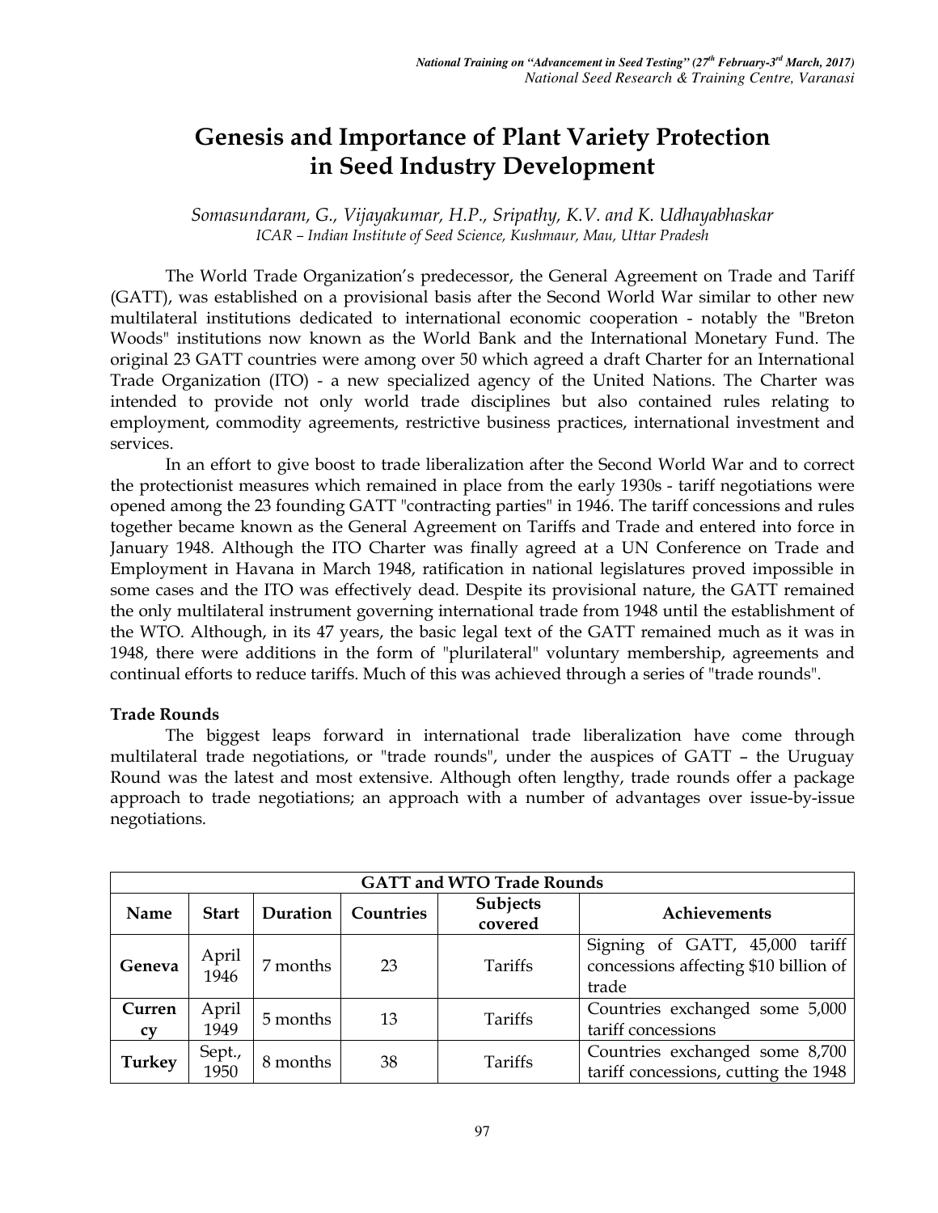# Genesis and Importance of Plant Variety Protection in Seed Industry Development

*Somasundaram, G., Vijayakumar, H.P., Sripathy, K.V. and K. Udhayabhaskar*

*ICAR – Indian Institute of Seed Science, Kushmaur, Mau, Uttar Pradesh*

The World Trade Organization's predecessor, the General Agreement on Trade and Tariff (GATT), was established on a provisional basis after the Second World War similar to other new multilateral institutions dedicated to international economic cooperation - notably the "Breton Woods" institutions now known as the World Bank and the International Monetary Fund. The original 23 GATT countries were among over 50 which agreed a draft Charter for an International Trade Organization (ITO) - a new specialized agency of the United Nations. The Charter was intended to provide not only world trade disciplines but also contained rules relating to employment, commodity agreements, restrictive business practices, international investment and services.

In an effort to give boost to trade liberalization after the Second World War and to correct the protectionist measures which remained in place from the early 1930s - tariff negotiations were opened among the 23 founding GATT "contracting parties" in 1946. The tariff concessions and rules together became known as the General Agreement on Tariffs and Trade and entered into force in January 1948. Although the ITO Charter was finally agreed at a UN Conference on Trade and Employment in Havana in March 1948, ratification in national legislatures proved impossible in some cases and the ITO was effectively dead. Despite its provisional nature, the GATT remained the only multilateral instrument governing international trade from 1948 until the establishment of the WTO. Although, in its 47 years, the basic legal text of the GATT remained much as it was in 1948, there were additions in the form of "plurilateral" voluntary membership, agreements and continual efforts to reduce tariffs. Much of this was achieved through a series of "trade rounds".

**Trade Rounds**

The biggest leaps forward in international trade liberalization have come through multilateral trade negotiations, or "trade rounds", under the auspices of GATT – the Uruguay Round was the latest and most extensive. Although often lengthy, trade rounds offer a package approach to trade negotiations; an approach with a number of advantages over issue-by-issue negotiations.

| GATT and WTO Trade Rounds | | | | | |
|---|---|---|---|---|---|
| **Name** | **Start** | **Duration** | **Countries** | **Subjects covered** | **Achievements** |
| **Geneva** | April 1946 | 7 months | 23 | Tariffs | Signing of GATT, 45,000 tariff concessions affecting $10 billion of trade |
| **Currency** | April 1949 | 5 months | 13 | Tariffs | Countries exchanged some 5,000 tariff concessions |
| **Turkey** | Sept., 1950 | 8 months | 38 | Tariffs | Countries exchanged some 8,700 tariff concessions, cutting the 1948 |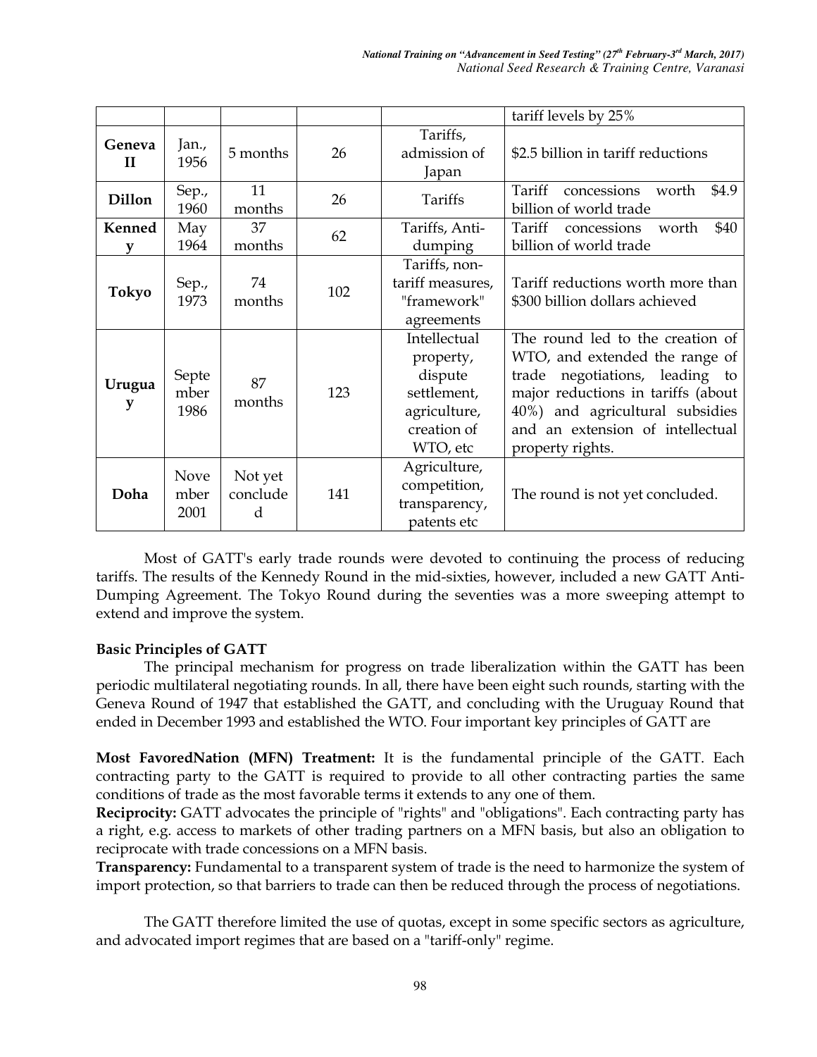| | | | | | |
|---|---|---|---|---|---|
| | | | | | tariff levels by 25% |
| **Geneva II** | Jan., 1956 | 5 months | 26 | Tariffs, admission of Japan | $2.5 billion in tariff reductions |
| **Dillon** | Sep., 1960 | 11 months | 26 | Tariffs | Tariff concessions worth $4.9 billion of world trade |
| **Kennedy** | May 1964 | 37 months | 62 | Tariffs, Anti-dumping | Tariff concessions worth $40 billion of world trade |
| **Tokyo** | Sep., 1973 | 74 months | 102 | Tariffs, non-tariff measures, "framework" agreements | Tariff reductions worth more than $300 billion dollars achieved |
| **Uruguay** | September 1986 | 87 months | 123 | Intellectual property, dispute settlement, agriculture, creation of WTO, etc | The round led to the creation of WTO, and extended the range of trade negotiations, leading to major reductions in tariffs (about 40%) and agricultural subsidies and an extension of intellectual property rights. |
| **Doha** | November 2001 | Not yet concluded | 141 | Agriculture, competition, transparency, patents etc | The round is not yet concluded. |

Most of GATT's early trade rounds were devoted to continuing the process of reducing tariffs. The results of the Kennedy Round in the mid-sixties, however, included a new GATT Anti-Dumping Agreement. The Tokyo Round during the seventies was a more sweeping attempt to extend and improve the system.

**Basic Principles of GATT**

The principal mechanism for progress on trade liberalization within the GATT has been periodic multilateral negotiating rounds. In all, there have been eight such rounds, starting with the Geneva Round of 1947 that established the GATT, and concluding with the Uruguay Round that ended in December 1993 and established the WTO. Four important key principles of GATT are

**Most FavoredNation (MFN) Treatment:** It is the fundamental principle of the GATT. Each contracting party to the GATT is required to provide to all other contracting parties the same conditions of trade as the most favorable terms it extends to any one of them.

**Reciprocity:** GATT advocates the principle of "rights" and "obligations". Each contracting party has a right, e.g. access to markets of other trading partners on a MFN basis, but also an obligation to reciprocate with trade concessions on a MFN basis.

**Transparency:** Fundamental to a transparent system of trade is the need to harmonize the system of import protection, so that barriers to trade can then be reduced through the process of negotiations.

The GATT therefore limited the use of quotas, except in some specific sectors as agriculture, and advocated import regimes that are based on a "tariff-only" regime.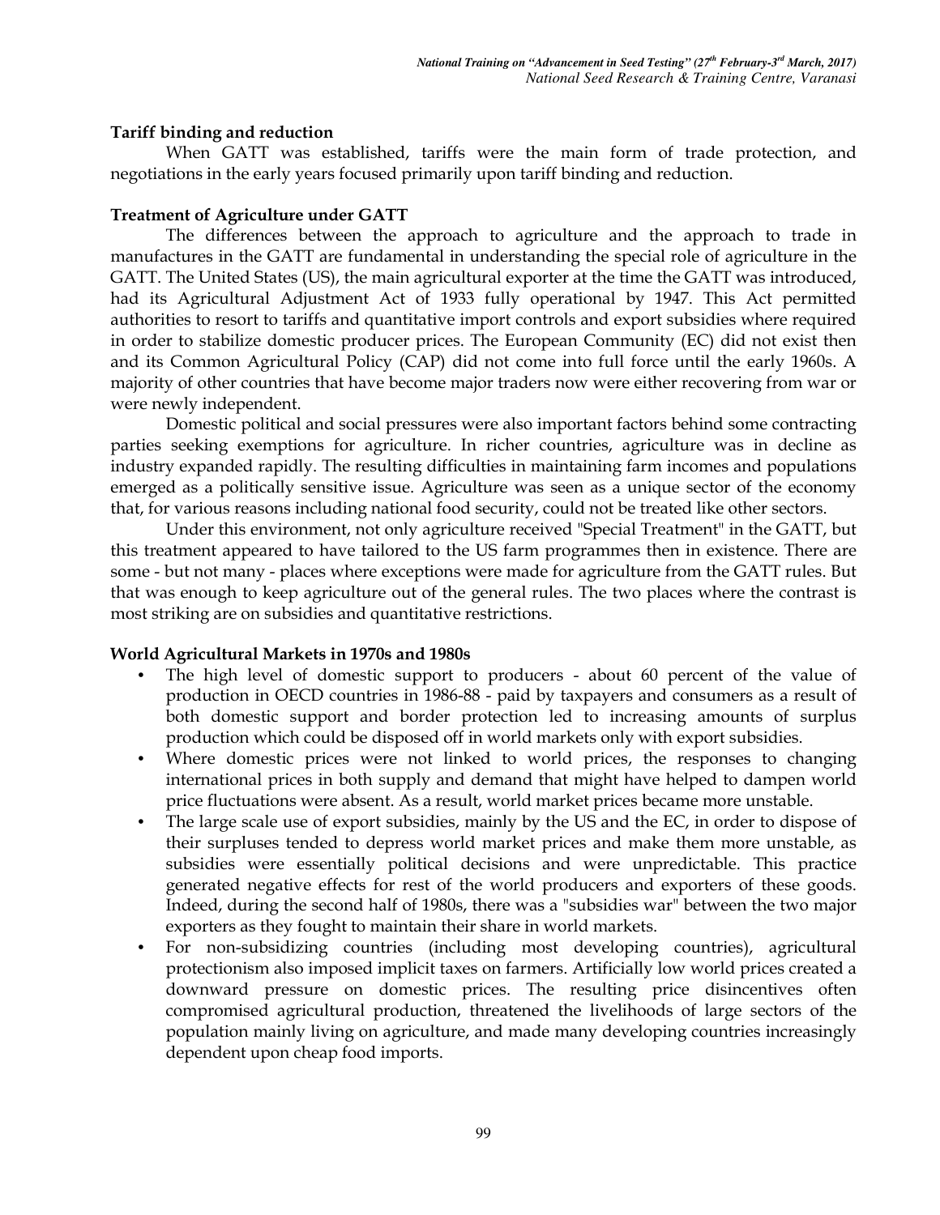**Tariff binding and reduction**

When GATT was established, tariffs were the main form of trade protection, and negotiations in the early years focused primarily upon tariff binding and reduction.

**Treatment of Agriculture under GATT**

The differences between the approach to agriculture and the approach to trade in manufactures in the GATT are fundamental in understanding the special role of agriculture in the GATT. The United States (US), the main agricultural exporter at the time the GATT was introduced, had its Agricultural Adjustment Act of 1933 fully operational by 1947. This Act permitted authorities to resort to tariffs and quantitative import controls and export subsidies where required in order to stabilize domestic producer prices. The European Community (EC) did not exist then and its Common Agricultural Policy (CAP) did not come into full force until the early 1960s. A majority of other countries that have become major traders now were either recovering from war or were newly independent.

Domestic political and social pressures were also important factors behind some contracting parties seeking exemptions for agriculture. In richer countries, agriculture was in decline as industry expanded rapidly. The resulting difficulties in maintaining farm incomes and populations emerged as a politically sensitive issue. Agriculture was seen as a unique sector of the economy that, for various reasons including national food security, could not be treated like other sectors.

Under this environment, not only agriculture received "Special Treatment" in the GATT, but this treatment appeared to have tailored to the US farm programmes then in existence. There are some - but not many - places where exceptions were made for agriculture from the GATT rules. But that was enough to keep agriculture out of the general rules. The two places where the contrast is most striking are on subsidies and quantitative restrictions.

**World Agricultural Markets in 1970s and 1980s**

- The high level of domestic support to producers - about 60 percent of the value of production in OECD countries in 1986-88 - paid by taxpayers and consumers as a result of both domestic support and border protection led to increasing amounts of surplus production which could be disposed off in world markets only with export subsidies.
- Where domestic prices were not linked to world prices, the responses to changing international prices in both supply and demand that might have helped to dampen world price fluctuations were absent. As a result, world market prices became more unstable.
- The large scale use of export subsidies, mainly by the US and the EC, in order to dispose of their surpluses tended to depress world market prices and make them more unstable, as subsidies were essentially political decisions and were unpredictable. This practice generated negative effects for rest of the world producers and exporters of these goods. Indeed, during the second half of 1980s, there was a "subsidies war" between the two major exporters as they fought to maintain their share in world markets.
- For non-subsidizing countries (including most developing countries), agricultural protectionism also imposed implicit taxes on farmers. Artificially low world prices created a downward pressure on domestic prices. The resulting price disincentives often compromised agricultural production, threatened the livelihoods of large sectors of the population mainly living on agriculture, and made many developing countries increasingly dependent upon cheap food imports.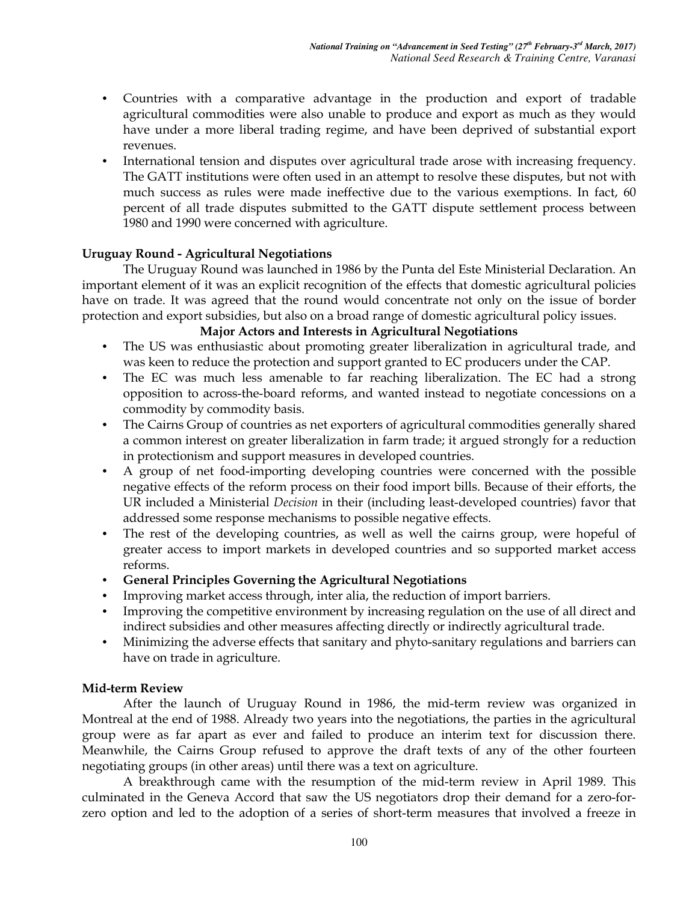- Countries with a comparative advantage in the production and export of tradable agricultural commodities were also unable to produce and export as much as they would have under a more liberal trading regime, and have been deprived of substantial export revenues.
- International tension and disputes over agricultural trade arose with increasing frequency. The GATT institutions were often used in an attempt to resolve these disputes, but not with much success as rules were made ineffective due to the various exemptions. In fact, 60 percent of all trade disputes submitted to the GATT dispute settlement process between 1980 and 1990 were concerned with agriculture.

**Uruguay Round - Agricultural Negotiations**

The Uruguay Round was launched in 1986 by the Punta del Este Ministerial Declaration. An important element of it was an explicit recognition of the effects that domestic agricultural policies have on trade. It was agreed that the round would concentrate not only on the issue of border protection and export subsidies, but also on a broad range of domestic agricultural policy issues.

**Major Actors and Interests in Agricultural Negotiations**

- The US was enthusiastic about promoting greater liberalization in agricultural trade, and was keen to reduce the protection and support granted to EC producers under the CAP.
- The EC was much less amenable to far reaching liberalization. The EC had a strong opposition to across-the-board reforms, and wanted instead to negotiate concessions on a commodity by commodity basis.
- The Cairns Group of countries as net exporters of agricultural commodities generally shared a common interest on greater liberalization in farm trade; it argued strongly for a reduction in protectionism and support measures in developed countries.
- A group of net food-importing developing countries were concerned with the possible negative effects of the reform process on their food import bills. Because of their efforts, the UR included a Ministerial *Decision* in their (including least-developed countries) favor that addressed some response mechanisms to possible negative effects.
- The rest of the developing countries, as well as well the cairns group, were hopeful of greater access to import markets in developed countries and so supported market access reforms.
- **General Principles Governing the Agricultural Negotiations**
- Improving market access through, inter alia, the reduction of import barriers.
- Improving the competitive environment by increasing regulation on the use of all direct and indirect subsidies and other measures affecting directly or indirectly agricultural trade.
- Minimizing the adverse effects that sanitary and phyto-sanitary regulations and barriers can have on trade in agriculture.

**Mid-term Review**

After the launch of Uruguay Round in 1986, the mid-term review was organized in Montreal at the end of 1988. Already two years into the negotiations, the parties in the agricultural group were as far apart as ever and failed to produce an interim text for discussion there. Meanwhile, the Cairns Group refused to approve the draft texts of any of the other fourteen negotiating groups (in other areas) until there was a text on agriculture.

A breakthrough came with the resumption of the mid-term review in April 1989. This culminated in the Geneva Accord that saw the US negotiators drop their demand for a zero-for-zero option and led to the adoption of a series of short-term measures that involved a freeze in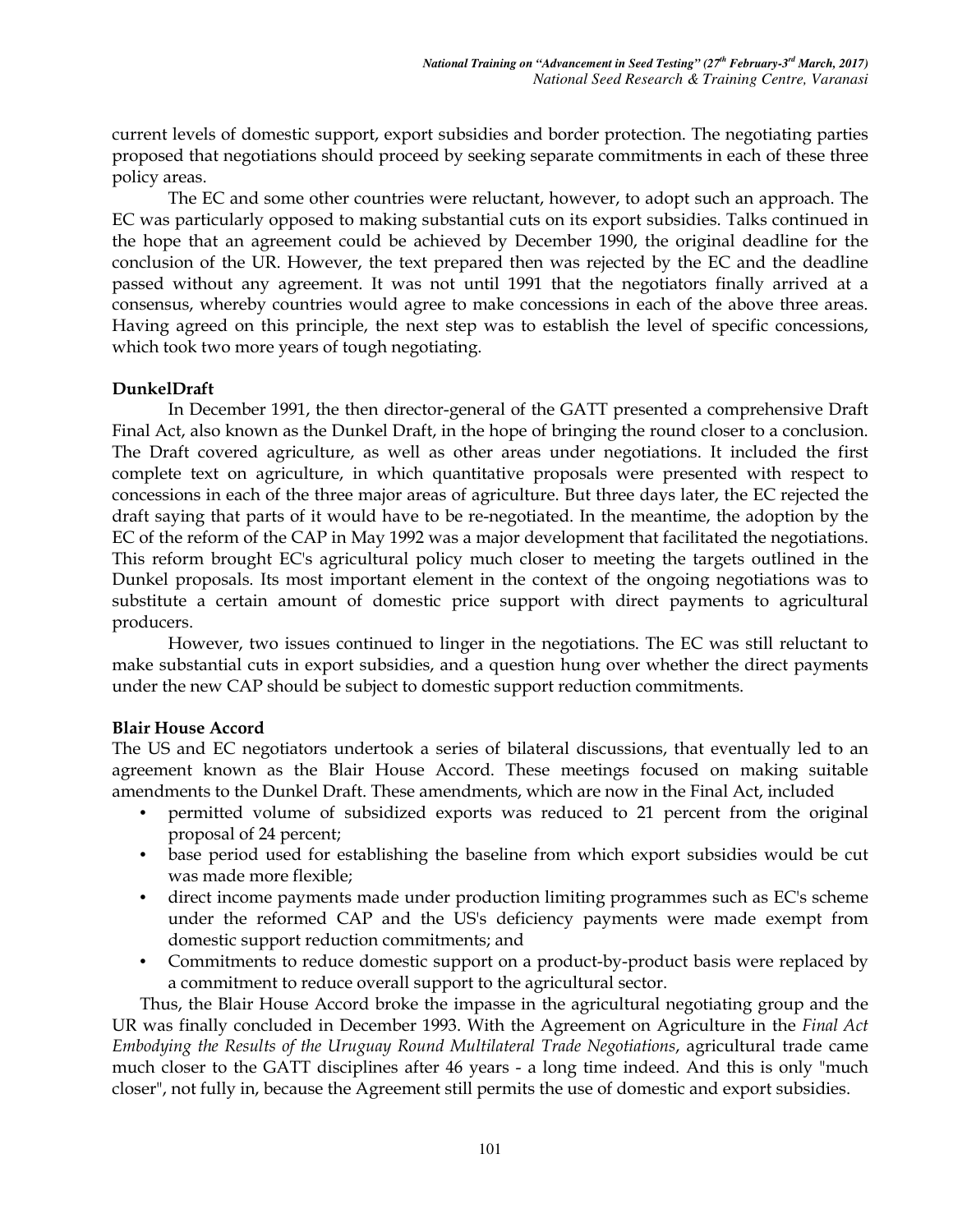current levels of domestic support, export subsidies and border protection. The negotiating parties proposed that negotiations should proceed by seeking separate commitments in each of these three policy areas.

The EC and some other countries were reluctant, however, to adopt such an approach. The EC was particularly opposed to making substantial cuts on its export subsidies. Talks continued in the hope that an agreement could be achieved by December 1990, the original deadline for the conclusion of the UR. However, the text prepared then was rejected by the EC and the deadline passed without any agreement. It was not until 1991 that the negotiators finally arrived at a consensus, whereby countries would agree to make concessions in each of the above three areas. Having agreed on this principle, the next step was to establish the level of specific concessions, which took two more years of tough negotiating.

**DunkelDraft**

In December 1991, the then director-general of the GATT presented a comprehensive Draft Final Act, also known as the Dunkel Draft, in the hope of bringing the round closer to a conclusion. The Draft covered agriculture, as well as other areas under negotiations. It included the first complete text on agriculture, in which quantitative proposals were presented with respect to concessions in each of the three major areas of agriculture. But three days later, the EC rejected the draft saying that parts of it would have to be re-negotiated. In the meantime, the adoption by the EC of the reform of the CAP in May 1992 was a major development that facilitated the negotiations. This reform brought EC's agricultural policy much closer to meeting the targets outlined in the Dunkel proposals. Its most important element in the context of the ongoing negotiations was to substitute a certain amount of domestic price support with direct payments to agricultural producers.

However, two issues continued to linger in the negotiations. The EC was still reluctant to make substantial cuts in export subsidies, and a question hung over whether the direct payments under the new CAP should be subject to domestic support reduction commitments.

**Blair House Accord**

The US and EC negotiators undertook a series of bilateral discussions, that eventually led to an agreement known as the Blair House Accord. These meetings focused on making suitable amendments to the Dunkel Draft. These amendments, which are now in the Final Act, included

- permitted volume of subsidized exports was reduced to 21 percent from the original proposal of 24 percent;
- base period used for establishing the baseline from which export subsidies would be cut was made more flexible;
- direct income payments made under production limiting programmes such as EC's scheme under the reformed CAP and the US's deficiency payments were made exempt from domestic support reduction commitments; and
- Commitments to reduce domestic support on a product-by-product basis were replaced by a commitment to reduce overall support to the agricultural sector.

Thus, the Blair House Accord broke the impasse in the agricultural negotiating group and the UR was finally concluded in December 1993. With the Agreement on Agriculture in the *Final Act Embodying the Results of the Uruguay Round Multilateral Trade Negotiations*, agricultural trade came much closer to the GATT disciplines after 46 years - a long time indeed. And this is only "much closer", not fully in, because the Agreement still permits the use of domestic and export subsidies.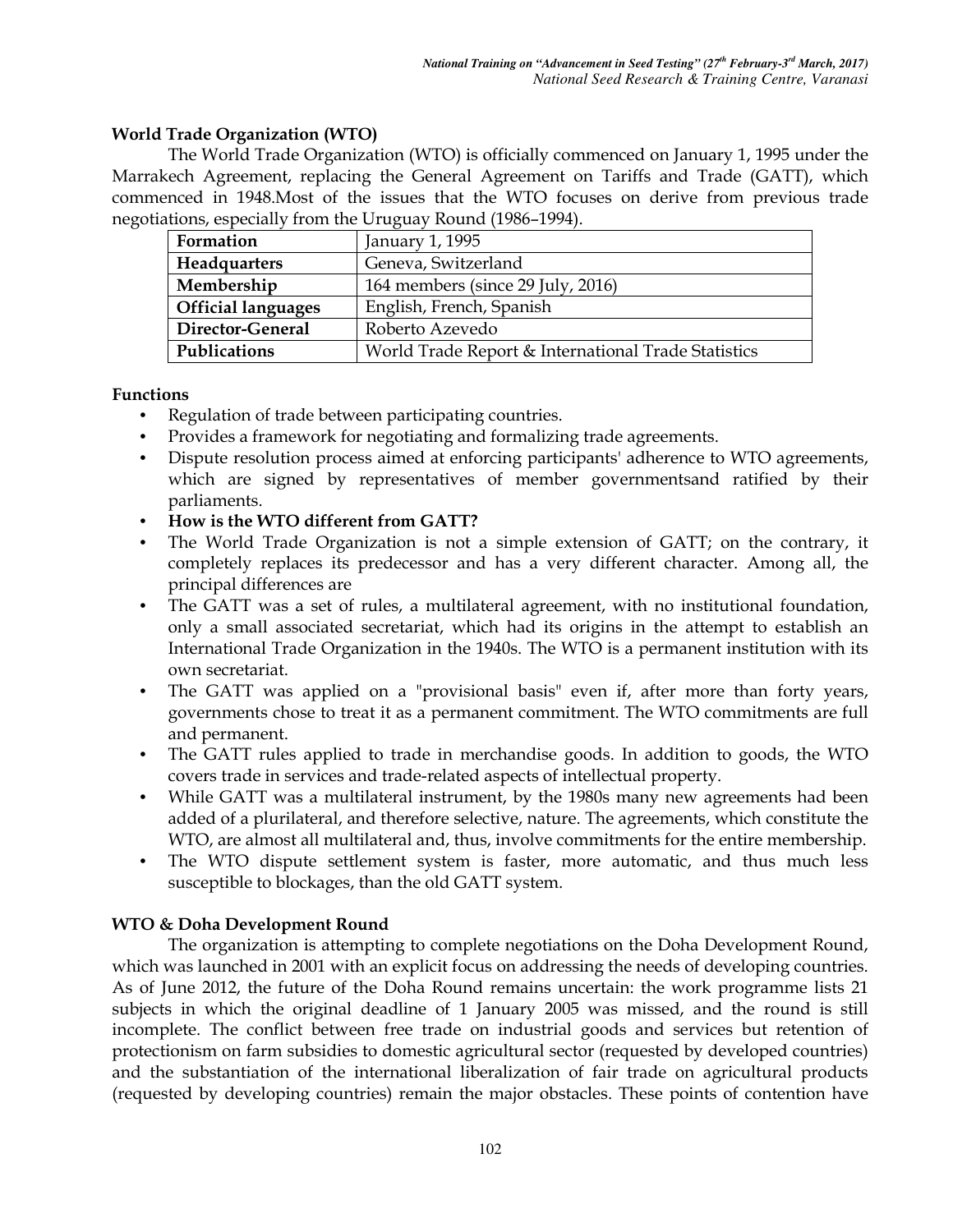### World Trade Organization (WTO)

The World Trade Organization (WTO) is officially commenced on January 1, 1995 under the Marrakech Agreement, replacing the General Agreement on Tariffs and Trade (GATT), which commenced in 1948.Most of the issues that the WTO focuses on derive from previous trade negotiations, especially from the Uruguay Round (1986–1994).

| **Formation** | January 1, 1995 |
|---|---|
| **Headquarters** | Geneva, Switzerland |
| **Membership** | 164 members (since 29 July, 2016) |
| **Official languages** | English, French, Spanish |
| **Director-General** | Roberto Azevedo |
| **Publications** | World Trade Report & International Trade Statistics |

### Functions

- Regulation of trade between participating countries.
- Provides a framework for negotiating and formalizing trade agreements.
- Dispute resolution process aimed at enforcing participants' adherence to WTO agreements, which are signed by representatives of member governmentsand ratified by their parliaments.
- **How is the WTO different from GATT?**
- The World Trade Organization is not a simple extension of GATT; on the contrary, it completely replaces its predecessor and has a very different character. Among all, the principal differences are
- The GATT was a set of rules, a multilateral agreement, with no institutional foundation, only a small associated secretariat, which had its origins in the attempt to establish an International Trade Organization in the 1940s. The WTO is a permanent institution with its own secretariat.
- The GATT was applied on a "provisional basis" even if, after more than forty years, governments chose to treat it as a permanent commitment. The WTO commitments are full and permanent.
- The GATT rules applied to trade in merchandise goods. In addition to goods, the WTO covers trade in services and trade-related aspects of intellectual property.
- While GATT was a multilateral instrument, by the 1980s many new agreements had been added of a plurilateral, and therefore selective, nature. The agreements, which constitute the WTO, are almost all multilateral and, thus, involve commitments for the entire membership.
- The WTO dispute settlement system is faster, more automatic, and thus much less susceptible to blockages, than the old GATT system.

### WTO & Doha Development Round

The organization is attempting to complete negotiations on the Doha Development Round, which was launched in 2001 with an explicit focus on addressing the needs of developing countries. As of June 2012, the future of the Doha Round remains uncertain: the work programme lists 21 subjects in which the original deadline of 1 January 2005 was missed, and the round is still incomplete. The conflict between free trade on industrial goods and services but retention of protectionism on farm subsidies to domestic agricultural sector (requested by developed countries) and the substantiation of the international liberalization of fair trade on agricultural products (requested by developing countries) remain the major obstacles. These points of contention have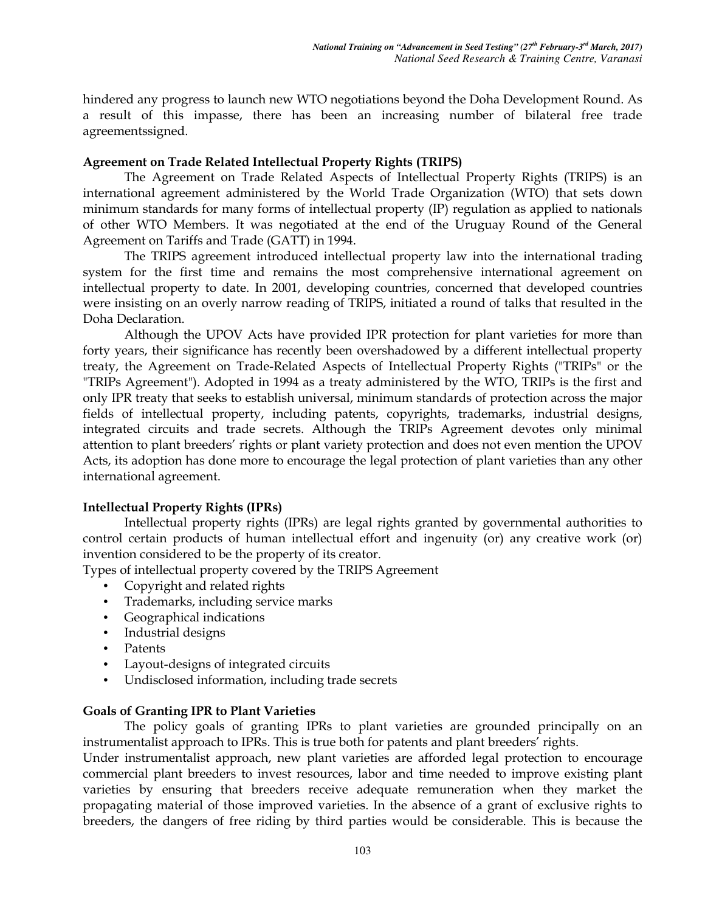hindered any progress to launch new WTO negotiations beyond the Doha Development Round. As a result of this impasse, there has been an increasing number of bilateral free trade agreementssigned.

**Agreement on Trade Related Intellectual Property Rights (TRIPS)**

The Agreement on Trade Related Aspects of Intellectual Property Rights (TRIPS) is an international agreement administered by the World Trade Organization (WTO) that sets down minimum standards for many forms of intellectual property (IP) regulation as applied to nationals of other WTO Members. It was negotiated at the end of the Uruguay Round of the General Agreement on Tariffs and Trade (GATT) in 1994.

The TRIPS agreement introduced intellectual property law into the international trading system for the first time and remains the most comprehensive international agreement on intellectual property to date. In 2001, developing countries, concerned that developed countries were insisting on an overly narrow reading of TRIPS, initiated a round of talks that resulted in the Doha Declaration.

Although the UPOV Acts have provided IPR protection for plant varieties for more than forty years, their significance has recently been overshadowed by a different intellectual property treaty, the Agreement on Trade-Related Aspects of Intellectual Property Rights ("TRIPs" or the "TRIPs Agreement"). Adopted in 1994 as a treaty administered by the WTO, TRIPs is the first and only IPR treaty that seeks to establish universal, minimum standards of protection across the major fields of intellectual property, including patents, copyrights, trademarks, industrial designs, integrated circuits and trade secrets. Although the TRIPs Agreement devotes only minimal attention to plant breeders' rights or plant variety protection and does not even mention the UPOV Acts, its adoption has done more to encourage the legal protection of plant varieties than any other international agreement.

**Intellectual Property Rights (IPRs)**

Intellectual property rights (IPRs) are legal rights granted by governmental authorities to control certain products of human intellectual effort and ingenuity (or) any creative work (or) invention considered to be the property of its creator.

Types of intellectual property covered by the TRIPS Agreement

- Copyright and related rights
- Trademarks, including service marks
- Geographical indications
- Industrial designs
- Patents
- Layout-designs of integrated circuits
- Undisclosed information, including trade secrets

**Goals of Granting IPR to Plant Varieties**

The policy goals of granting IPRs to plant varieties are grounded principally on an instrumentalist approach to IPRs. This is true both for patents and plant breeders' rights.

Under instrumentalist approach, new plant varieties are afforded legal protection to encourage commercial plant breeders to invest resources, labor and time needed to improve existing plant varieties by ensuring that breeders receive adequate remuneration when they market the propagating material of those improved varieties. In the absence of a grant of exclusive rights to breeders, the dangers of free riding by third parties would be considerable. This is because the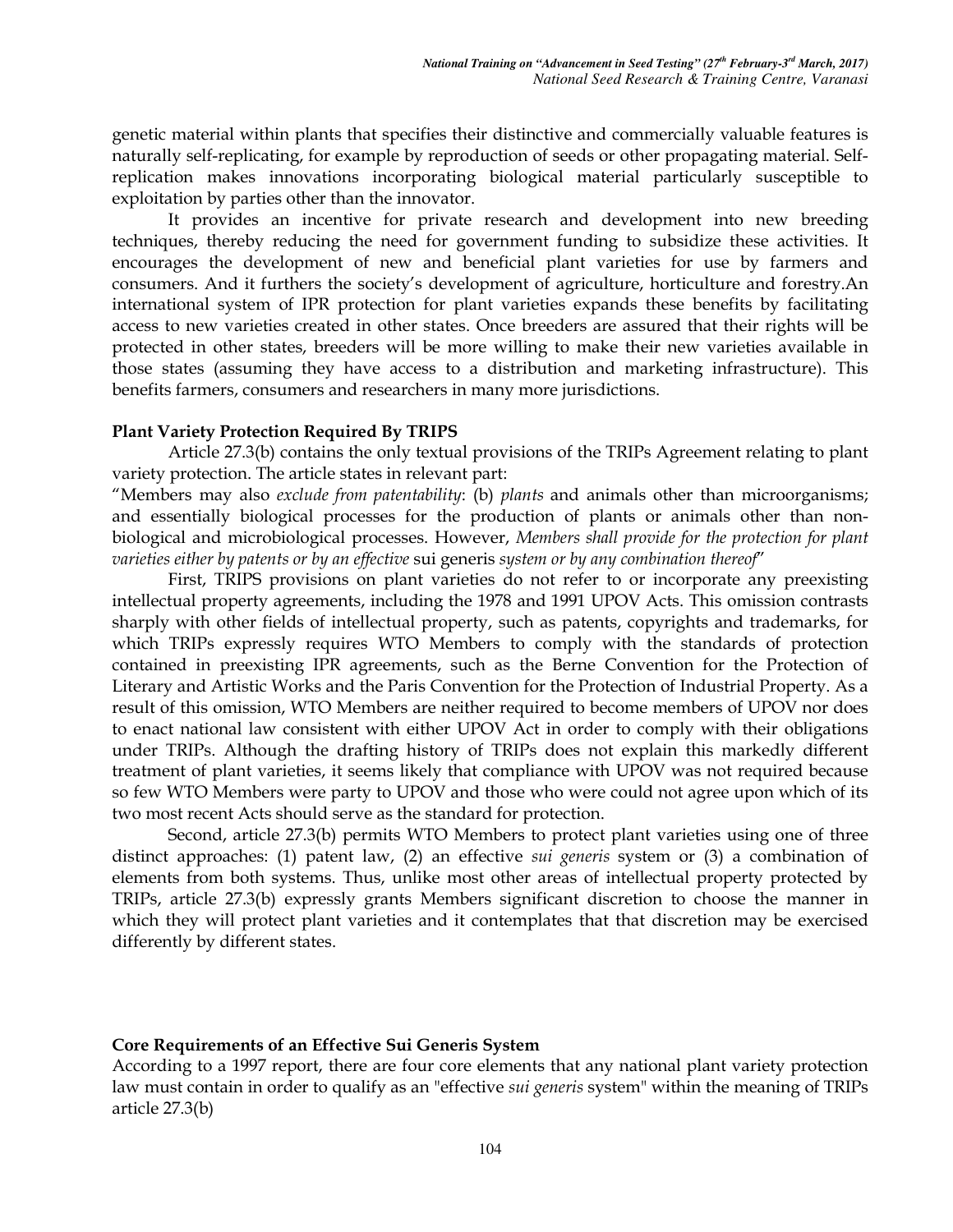genetic material within plants that specifies their distinctive and commercially valuable features is naturally self-replicating, for example by reproduction of seeds or other propagating material. Self-replication makes innovations incorporating biological material particularly susceptible to exploitation by parties other than the innovator.

It provides an incentive for private research and development into new breeding techniques, thereby reducing the need for government funding to subsidize these activities. It encourages the development of new and beneficial plant varieties for use by farmers and consumers. And it furthers the society's development of agriculture, horticulture and forestry.An international system of IPR protection for plant varieties expands these benefits by facilitating access to new varieties created in other states. Once breeders are assured that their rights will be protected in other states, breeders will be more willing to make their new varieties available in those states (assuming they have access to a distribution and marketing infrastructure). This benefits farmers, consumers and researchers in many more jurisdictions.

**Plant Variety Protection Required By TRIPS**

Article 27.3(b) contains the only textual provisions of the TRIPs Agreement relating to plant variety protection. The article states in relevant part:

"Members may also *exclude from patentability*: (b) *plants* and animals other than microorganisms; and essentially biological processes for the production of plants or animals other than non-biological and microbiological processes. However, *Members shall provide for the protection for plant varieties either by patents or by an effective* sui generis *system or by any combination thereof*"

First, TRIPS provisions on plant varieties do not refer to or incorporate any preexisting intellectual property agreements, including the 1978 and 1991 UPOV Acts. This omission contrasts sharply with other fields of intellectual property, such as patents, copyrights and trademarks, for which TRIPs expressly requires WTO Members to comply with the standards of protection contained in preexisting IPR agreements, such as the Berne Convention for the Protection of Literary and Artistic Works and the Paris Convention for the Protection of Industrial Property. As a result of this omission, WTO Members are neither required to become members of UPOV nor does to enact national law consistent with either UPOV Act in order to comply with their obligations under TRIPs. Although the drafting history of TRIPs does not explain this markedly different treatment of plant varieties, it seems likely that compliance with UPOV was not required because so few WTO Members were party to UPOV and those who were could not agree upon which of its two most recent Acts should serve as the standard for protection.

Second, article 27.3(b) permits WTO Members to protect plant varieties using one of three distinct approaches: (1) patent law, (2) an effective *sui generis* system or (3) a combination of elements from both systems. Thus, unlike most other areas of intellectual property protected by TRIPs, article 27.3(b) expressly grants Members significant discretion to choose the manner in which they will protect plant varieties and it contemplates that that discretion may be exercised differently by different states.

**Core Requirements of an Effective Sui Generis System**

According to a 1997 report, there are four core elements that any national plant variety protection law must contain in order to qualify as an "effective *sui generis* system" within the meaning of TRIPs article 27.3(b)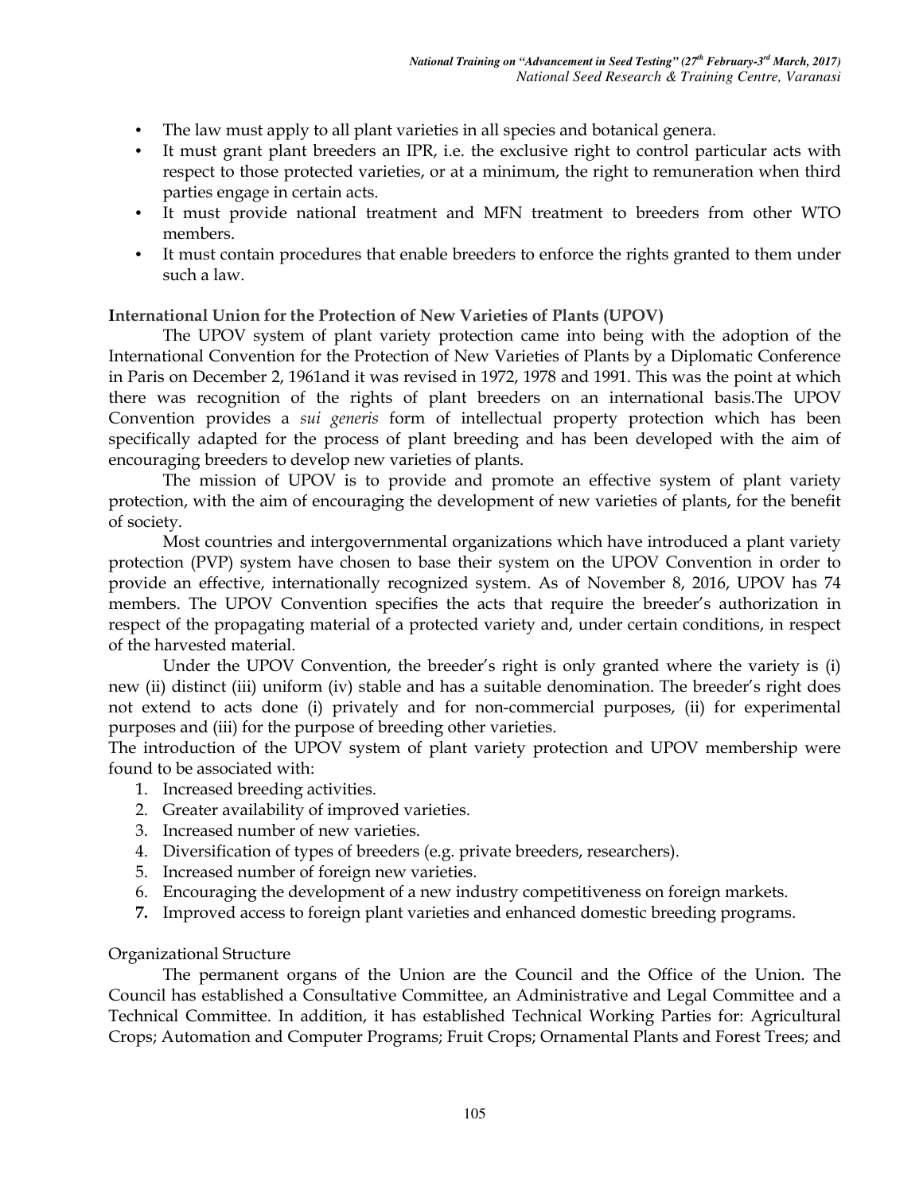- The law must apply to all plant varieties in all species and botanical genera.
- It must grant plant breeders an IPR, i.e. the exclusive right to control particular acts with respect to those protected varieties, or at a minimum, the right to remuneration when third parties engage in certain acts.
- It must provide national treatment and MFN treatment to breeders from other WTO members.
- It must contain procedures that enable breeders to enforce the rights granted to them under such a law.

**International Union for the Protection of New Varieties of Plants (UPOV)**

The UPOV system of plant variety protection came into being with the adoption of the International Convention for the Protection of New Varieties of Plants by a Diplomatic Conference in Paris on December 2, 1961and it was revised in 1972, 1978 and 1991. This was the point at which there was recognition of the rights of plant breeders on an international basis.The UPOV Convention provides a *sui generis* form of intellectual property protection which has been specifically adapted for the process of plant breeding and has been developed with the aim of encouraging breeders to develop new varieties of plants.

The mission of UPOV is to provide and promote an effective system of plant variety protection, with the aim of encouraging the development of new varieties of plants, for the benefit of society.

Most countries and intergovernmental organizations which have introduced a plant variety protection (PVP) system have chosen to base their system on the UPOV Convention in order to provide an effective, internationally recognized system. As of November 8, 2016, UPOV has 74 members. The UPOV Convention specifies the acts that require the breeder's authorization in respect of the propagating material of a protected variety and, under certain conditions, in respect of the harvested material.

Under the UPOV Convention, the breeder's right is only granted where the variety is (i) new (ii) distinct (iii) uniform (iv) stable and has a suitable denomination. The breeder's right does not extend to acts done (i) privately and for non-commercial purposes, (ii) for experimental purposes and (iii) for the purpose of breeding other varieties.

The introduction of the UPOV system of plant variety protection and UPOV membership were found to be associated with:

1. Increased breeding activities.
2. Greater availability of improved varieties.
3. Increased number of new varieties.
4. Diversification of types of breeders (e.g. private breeders, researchers).
5. Increased number of foreign new varieties.
6. Encouraging the development of a new industry competitiveness on foreign markets.
7. Improved access to foreign plant varieties and enhanced domestic breeding programs.

Organizational Structure

The permanent organs of the Union are the Council and the Office of the Union. The Council has established a Consultative Committee, an Administrative and Legal Committee and a Technical Committee. In addition, it has established Technical Working Parties for: Agricultural Crops; Automation and Computer Programs; Fruit Crops; Ornamental Plants and Forest Trees; and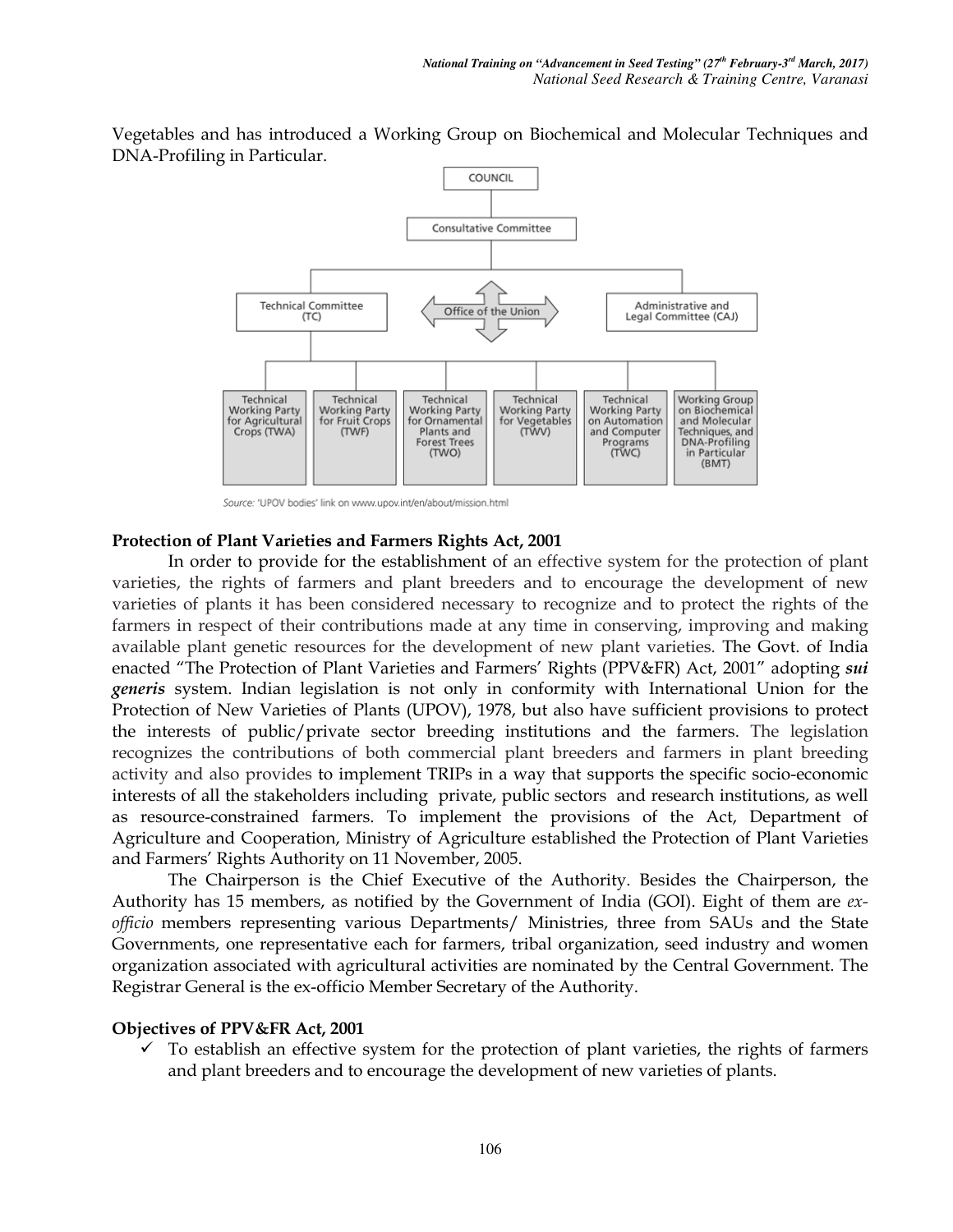Vegetables and has introduced a Working Group on Biochemical and Molecular Techniques and DNA-Profiling in Particular.

COUNCIL

Consultative Committee

Technical Committee (TC) | Office of the Union | Administrative and Legal Committee (CAJ)

Technical Working Party for Agricultural Crops (TWA) | Technical Working Party for Fruit Crops (TWF) | Technical Working Party for Ornamental Plants and Forest Trees (TWO) | Technical Working Party for Vegetables (TWV) | Technical Working Party on Automation and Computer Programs (TWC) | Working Group on Biochemical and Molecular Techniques, and DNA-Profiling in Particular (BMT)

*Source:* 'UPOV bodies' link on www.upov.int/en/about/mission.html

**Protection of Plant Varieties and Farmers Rights Act, 2001**

In order to provide for the establishment of an effective system for the protection of plant varieties, the rights of farmers and plant breeders and to encourage the development of new varieties of plants it has been considered necessary to recognize and to protect the rights of the farmers in respect of their contributions made at any time in conserving, improving and making available plant genetic resources for the development of new plant varieties. The Govt. of India enacted "The Protection of Plant Varieties and Farmers' Rights (PPV&FR) Act, 2001" adopting ***sui generis*** system. Indian legislation is not only in conformity with International Union for the Protection of New Varieties of Plants (UPOV), 1978, but also have sufficient provisions to protect the interests of public/private sector breeding institutions and the farmers. The legislation recognizes the contributions of both commercial plant breeders and farmers in plant breeding activity and also provides to implement TRIPs in a way that supports the specific socio-economic interests of all the stakeholders including private, public sectors and research institutions, as well as resource-constrained farmers. To implement the provisions of the Act, Department of Agriculture and Cooperation, Ministry of Agriculture established the Protection of Plant Varieties and Farmers' Rights Authority on 11 November, 2005.

The Chairperson is the Chief Executive of the Authority. Besides the Chairperson, the Authority has 15 members, as notified by the Government of India (GOI). Eight of them are *ex-officio* members representing various Departments/ Ministries, three from SAUs and the State Governments, one representative each for farmers, tribal organization, seed industry and women organization associated with agricultural activities are nominated by the Central Government. The Registrar General is the ex-officio Member Secretary of the Authority.

**Objectives of PPV&FR Act, 2001**

- ✓ To establish an effective system for the protection of plant varieties, the rights of farmers and plant breeders and to encourage the development of new varieties of plants.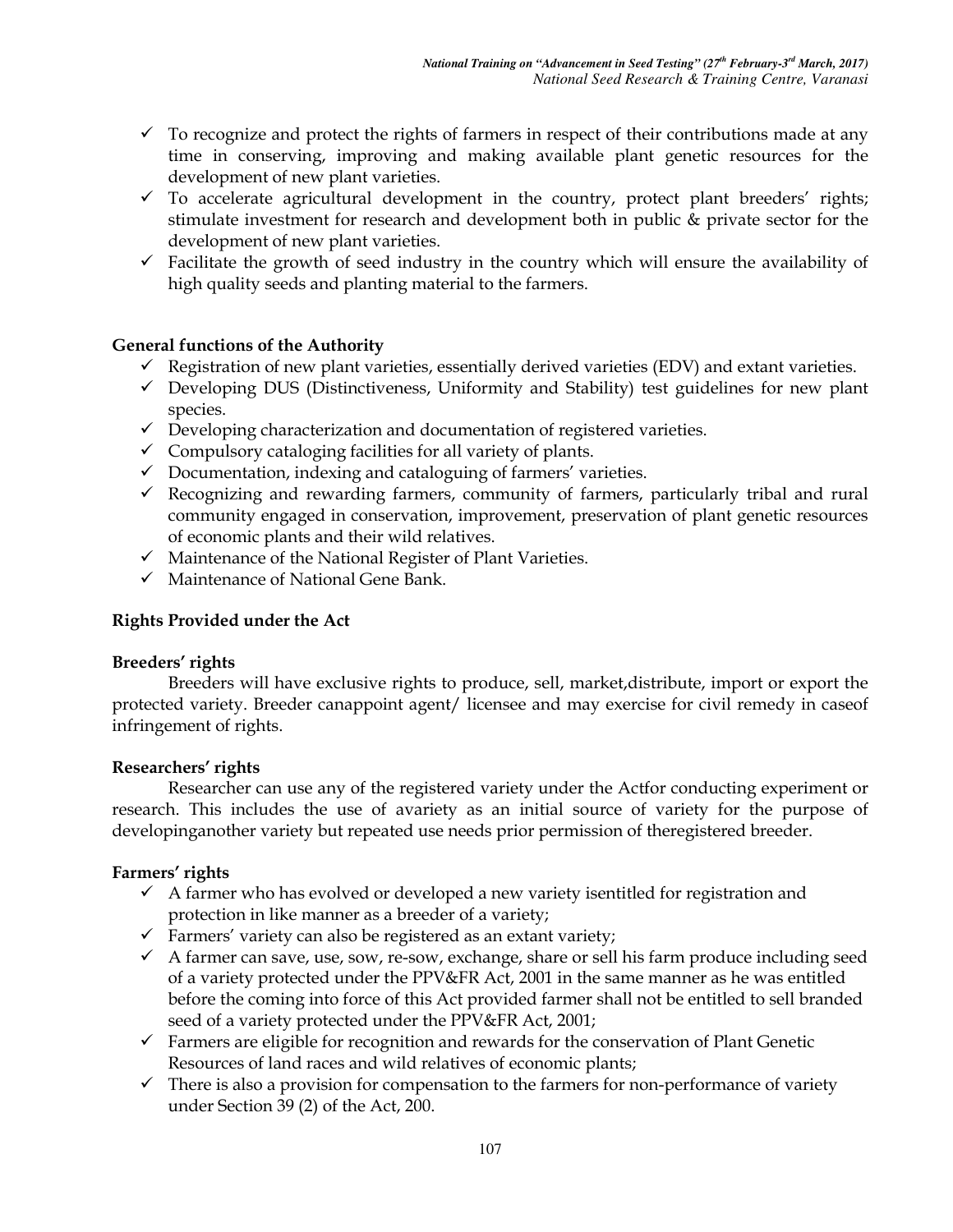- ✓ To recognize and protect the rights of farmers in respect of their contributions made at any time in conserving, improving and making available plant genetic resources for the development of new plant varieties.
- ✓ To accelerate agricultural development in the country, protect plant breeders' rights; stimulate investment for research and development both in public & private sector for the development of new plant varieties.
- ✓ Facilitate the growth of seed industry in the country which will ensure the availability of high quality seeds and planting material to the farmers.

**General functions of the Authority**

- ✓ Registration of new plant varieties, essentially derived varieties (EDV) and extant varieties.
- ✓ Developing DUS (Distinctiveness, Uniformity and Stability) test guidelines for new plant species.
- ✓ Developing characterization and documentation of registered varieties.
- ✓ Compulsory cataloging facilities for all variety of plants.
- ✓ Documentation, indexing and cataloguing of farmers' varieties.
- ✓ Recognizing and rewarding farmers, community of farmers, particularly tribal and rural community engaged in conservation, improvement, preservation of plant genetic resources of economic plants and their wild relatives.
- ✓ Maintenance of the National Register of Plant Varieties.
- ✓ Maintenance of National Gene Bank.

**Rights Provided under the Act**

**Breeders' rights**

Breeders will have exclusive rights to produce, sell, market,distribute, import or export the protected variety. Breeder canappoint agent/ licensee and may exercise for civil remedy in caseof infringement of rights.

**Researchers' rights**

Researcher can use any of the registered variety under the Actfor conducting experiment or research. This includes the use of avariety as an initial source of variety for the purpose of developinganother variety but repeated use needs prior permission of theregistered breeder.

**Farmers' rights**

- ✓ A farmer who has evolved or developed a new variety isentitled for registration and protection in like manner as a breeder of a variety;
- ✓ Farmers' variety can also be registered as an extant variety;
- ✓ A farmer can save, use, sow, re-sow, exchange, share or sell his farm produce including seed of a variety protected under the PPV&FR Act, 2001 in the same manner as he was entitled before the coming into force of this Act provided farmer shall not be entitled to sell branded seed of a variety protected under the PPV&FR Act, 2001;
- ✓ Farmers are eligible for recognition and rewards for the conservation of Plant Genetic Resources of land races and wild relatives of economic plants;
- ✓ There is also a provision for compensation to the farmers for non-performance of variety under Section 39 (2) of the Act, 200.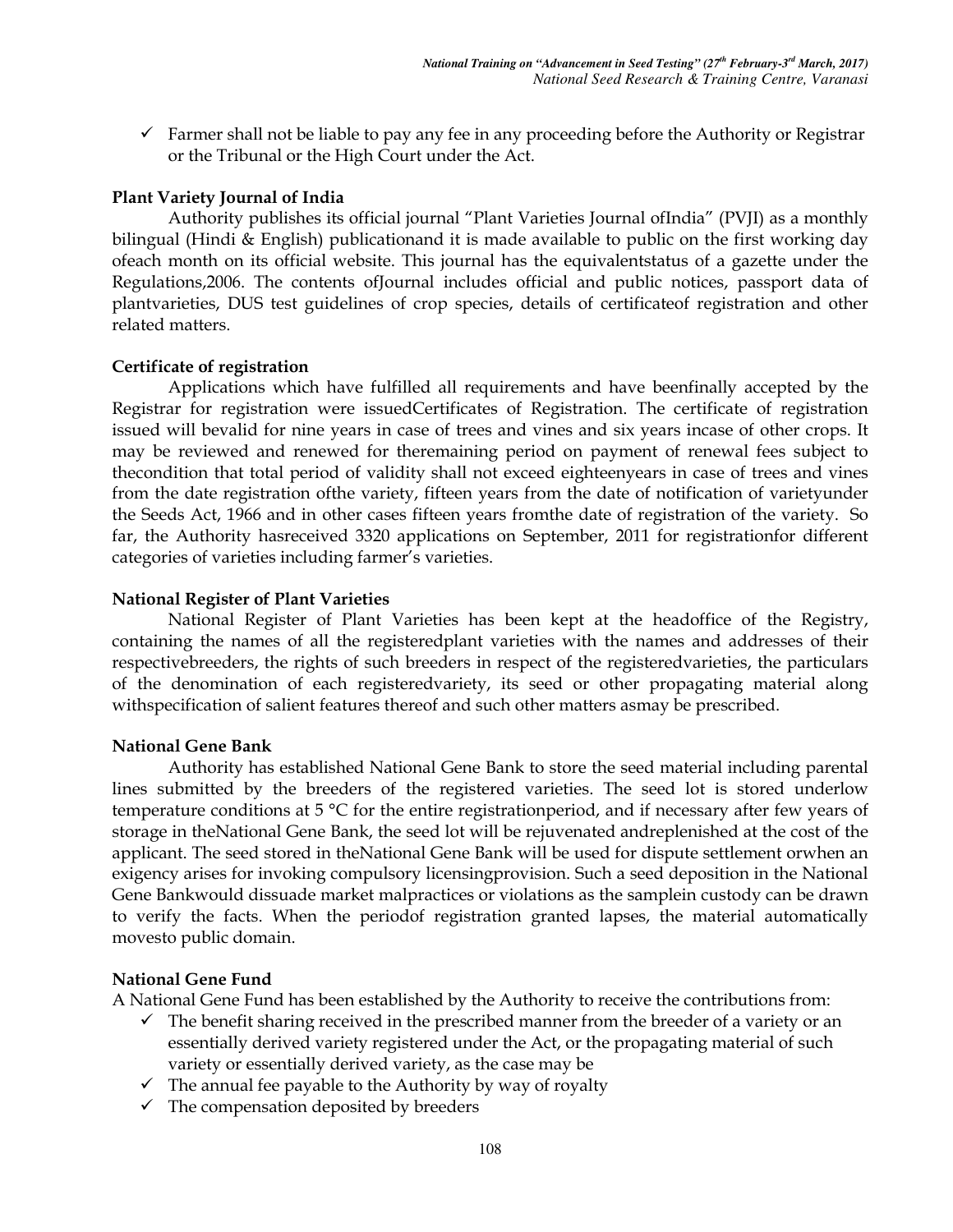- ✓ Farmer shall not be liable to pay any fee in any proceeding before the Authority or Registrar or the Tribunal or the High Court under the Act.

**Plant Variety Journal of India**

Authority publishes its official journal "Plant Varieties Journal ofIndia" (PVJI) as a monthly bilingual (Hindi & English) publicationand it is made available to public on the first working day ofeach month on its official website. This journal has the equivalentstatus of a gazette under the Regulations,2006. The contents ofJournal includes official and public notices, passport data of plantvarieties, DUS test guidelines of crop species, details of certificateof registration and other related matters.

**Certificate of registration**

Applications which have fulfilled all requirements and have beenfinally accepted by the Registrar for registration were issuedCertificates of Registration. The certificate of registration issued will bevalid for nine years in case of trees and vines and six years incase of other crops. It may be reviewed and renewed for theremaining period on payment of renewal fees subject to thecondition that total period of validity shall not exceed eighteenyears in case of trees and vines from the date registration ofthe variety, fifteen years from the date of notification of varietyunder the Seeds Act, 1966 and in other cases fifteen years fromthe date of registration of the variety. So far, the Authority hasreceived 3320 applications on September, 2011 for registrationfor different categories of varieties including farmer's varieties.

**National Register of Plant Varieties**

National Register of Plant Varieties has been kept at the headoffice of the Registry, containing the names of all the registeredplant varieties with the names and addresses of their respectivebreeders, the rights of such breeders in respect of the registeredvarieties, the particulars of the denomination of each registeredvariety, its seed or other propagating material along withspecification of salient features thereof and such other matters asmay be prescribed.

**National Gene Bank**

Authority has established National Gene Bank to store the seed material including parental lines submitted by the breeders of the registered varieties. The seed lot is stored underlow temperature conditions at 5 °C for the entire registrationperiod, and if necessary after few years of storage in theNational Gene Bank, the seed lot will be rejuvenated andreplenished at the cost of the applicant. The seed stored in theNational Gene Bank will be used for dispute settlement orwhen an exigency arises for invoking compulsory licensingprovision. Such a seed deposition in the National Gene Bankwould dissuade market malpractices or violations as the samplein custody can be drawn to verify the facts. When the periodof registration granted lapses, the material automatically movesto public domain.

**National Gene Fund**

A National Gene Fund has been established by the Authority to receive the contributions from:

- ✓ The benefit sharing received in the prescribed manner from the breeder of a variety or an essentially derived variety registered under the Act, or the propagating material of such variety or essentially derived variety, as the case may be
- ✓ The annual fee payable to the Authority by way of royalty
- ✓ The compensation deposited by breeders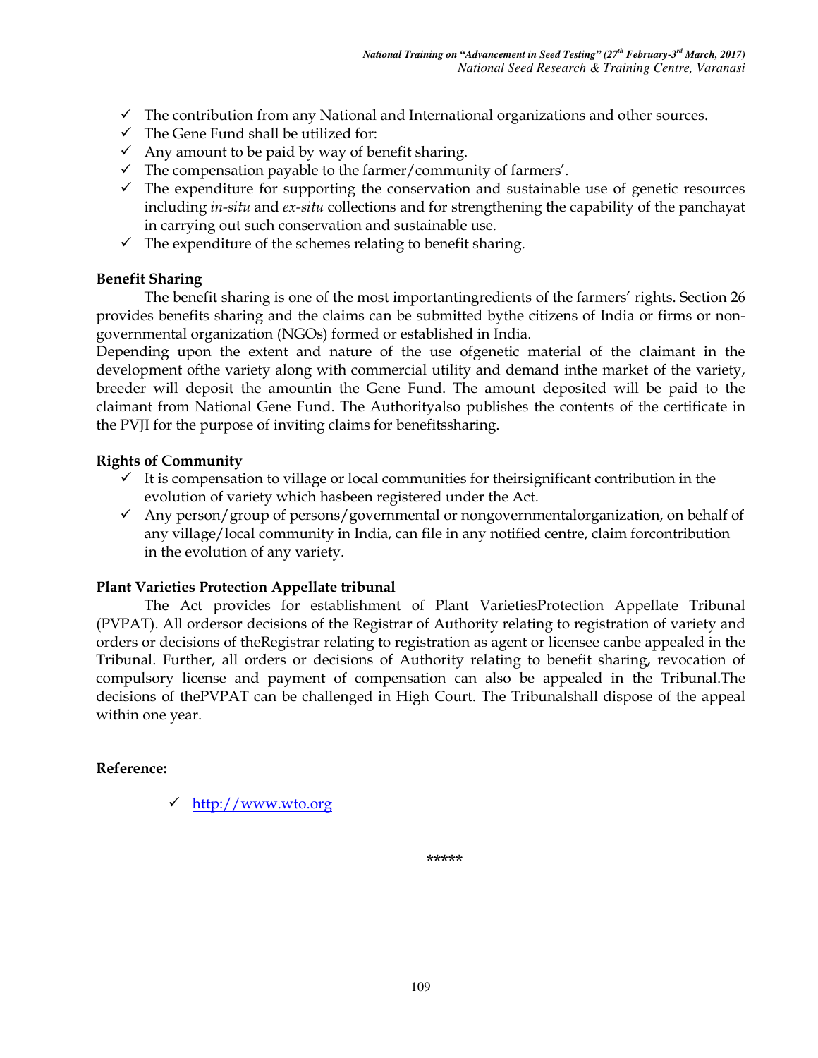- The contribution from any National and International organizations and other sources.
- The Gene Fund shall be utilized for:
- Any amount to be paid by way of benefit sharing.
- The compensation payable to the farmer/community of farmers'.
- The expenditure for supporting the conservation and sustainable use of genetic resources including *in-situ* and *ex-situ* collections and for strengthening the capability of the panchayat in carrying out such conservation and sustainable use.
- The expenditure of the schemes relating to benefit sharing.

**Benefit Sharing**

The benefit sharing is one of the most importantingredients of the farmers' rights. Section 26 provides benefits sharing and the claims can be submitted bythe citizens of India or firms or non-governmental organization (NGOs) formed or established in India.

Depending upon the extent and nature of the use ofgenetic material of the claimant in the development ofthe variety along with commercial utility and demand inthe market of the variety, breeder will deposit the amountin the Gene Fund. The amount deposited will be paid to the claimant from National Gene Fund. The Authorityalso publishes the contents of the certificate in the PVJI for the purpose of inviting claims for benefitssharing.

**Rights of Community**

- It is compensation to village or local communities for theirsignificant contribution in the evolution of variety which hasbeen registered under the Act.
- Any person/group of persons/governmental or nongovernmentalorganization, on behalf of any village/local community in India, can file in any notified centre, claim forcontribution in the evolution of any variety.

**Plant Varieties Protection Appellate tribunal**

The Act provides for establishment of Plant VarietiesProtection Appellate Tribunal (PVPAT). All ordersor decisions of the Registrar of Authority relating to registration of variety and orders or decisions of theRegistrar relating to registration as agent or licensee canbe appealed in the Tribunal. Further, all orders or decisions of Authority relating to benefit sharing, revocation of compulsory license and payment of compensation can also be appealed in the Tribunal.The decisions of thePVPAT can be challenged in High Court. The Tribunalshall dispose of the appeal within one year.

**Reference:**

- http://www.wto.org

*****